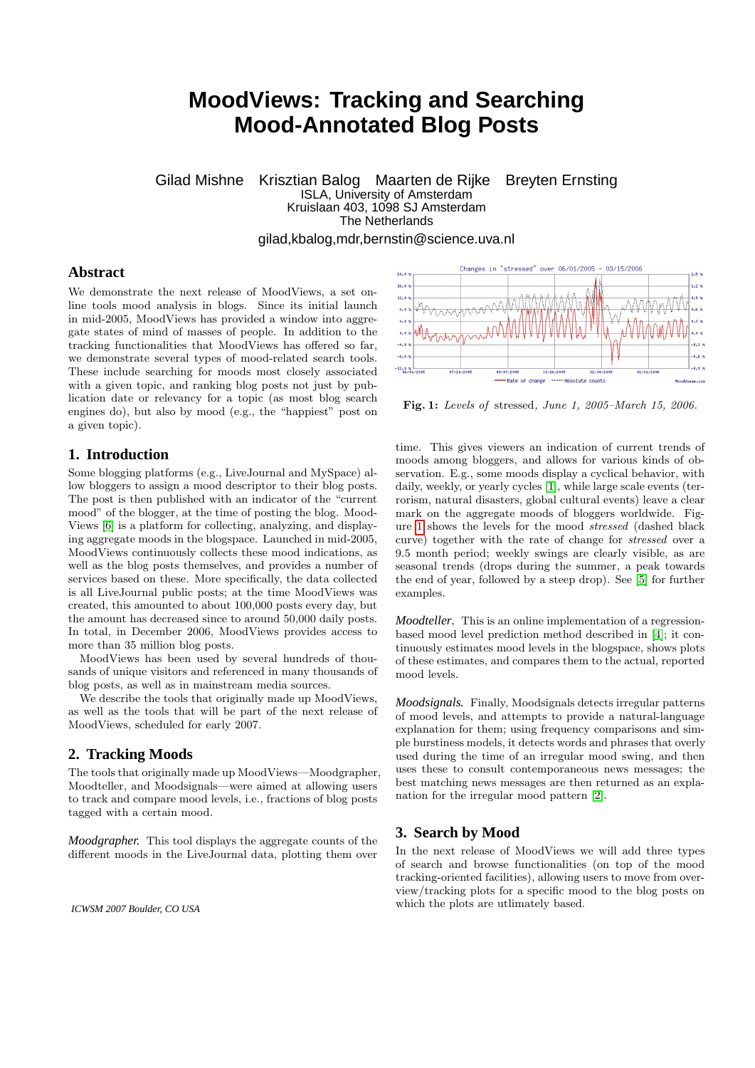# MoodViews: Tracking and Searching Mood-Annotated Blog Posts

Gilad Mishne  Krisztian Balog  Maarten de Rijke  Breyten Ernsting
ISLA, University of Amsterdam
Kruislaan 403, 1098 SJ Amsterdam
The Netherlands

gilad,kbalog,mdr,bernstin@science.uva.nl

## Abstract

We demonstrate the next release of MoodViews, a set online tools mood analysis in blogs. Since its initial launch in mid-2005, MoodViews has provided a window into aggregate states of mind of masses of people. In addition to the tracking functionalities that MoodViews has offered so far, we demonstrate several types of mood-related search tools. These include searching for moods most closely associated with a given topic, and ranking blog posts not just by publication date or relevancy for a topic (as most blog search engines do), but also by mood (e.g., the "happiest" post on a given topic).

## 1. Introduction

Some blogging platforms (e.g., LiveJournal and MySpace) allow bloggers to assign a mood descriptor to their blog posts. The post is then published with an indicator of the "current mood" of the blogger, at the time of posting the blog. MoodViews [6] is a platform for collecting, analyzing, and displaying aggregate moods in the blogspace. Launched in mid-2005, MoodViews continuously collects these mood indications, as well as the blog posts themselves, and provides a number of services based on these. More specifically, the data collected is all LiveJournal public posts; at the time MoodViews was created, this amounted to about 100,000 posts every day, but the amount has decreased since to around 50,000 daily posts. In total, in December 2006, MoodViews provides access to more than 35 million blog posts.

MoodViews has been used by several hundreds of thousands of unique visitors and referenced in many thousands of blog posts, as well as in mainstream media sources.

We describe the tools that originally made up MoodViews, as well as the tools that will be part of the next release of MoodViews, scheduled for early 2007.

## 2. Tracking Moods

The tools that originally made up MoodViews—Moodgrapher, Moodteller, and Moodsignals—were aimed at allowing users to track and compare mood levels, i.e., fractions of blog posts tagged with a certain mood.

*Moodgrapher.* This tool displays the aggregate counts of the different moods in the LiveJournal data, plotting them over time. This gives viewers an indication of current trends of moods among bloggers, and allows for various kinds of observation. E.g., some moods display a cyclical behavior, with daily, weekly, or yearly cycles [1], while large scale events (terrorism, natural disasters, global cultural events) leave a clear mark on the aggregate moods of bloggers worldwide. Figure 1 shows the levels for the mood *stressed* (dashed black curve) together with the rate of change for *stressed* over a 9.5 month period; weekly swings are clearly visible, as are seasonal trends (drops during the summer, a peak towards the end of year, followed by a steep drop). See [5] for further examples.

**Fig. 1:** *Levels of* stressed*, June 1, 2005–March 15, 2006.*

*Moodteller.* This is an online implementation of a regression-based mood level prediction method described in [4]; it continuously estimates mood levels in the blogspace, shows plots of these estimates, and compares them to the actual, reported mood levels.

*Moodsignals.* Finally, Moodsignals detects irregular patterns of mood levels, and attempts to provide a natural-language explanation for them; using frequency comparisons and simple burstiness models, it detects words and phrases that overly used during the time of an irregular mood swing, and then uses these to consult contemporaneous news messages; the best matching news messages are then returned as an explanation for the irregular mood pattern [2].

## 3. Search by Mood

In the next release of MoodViews we will add three types of search and browse functionalities (on top of the mood tracking-oriented facilities), allowing users to move from overview/tracking plots for a specific mood to the blog posts on which the plots are utlimately based.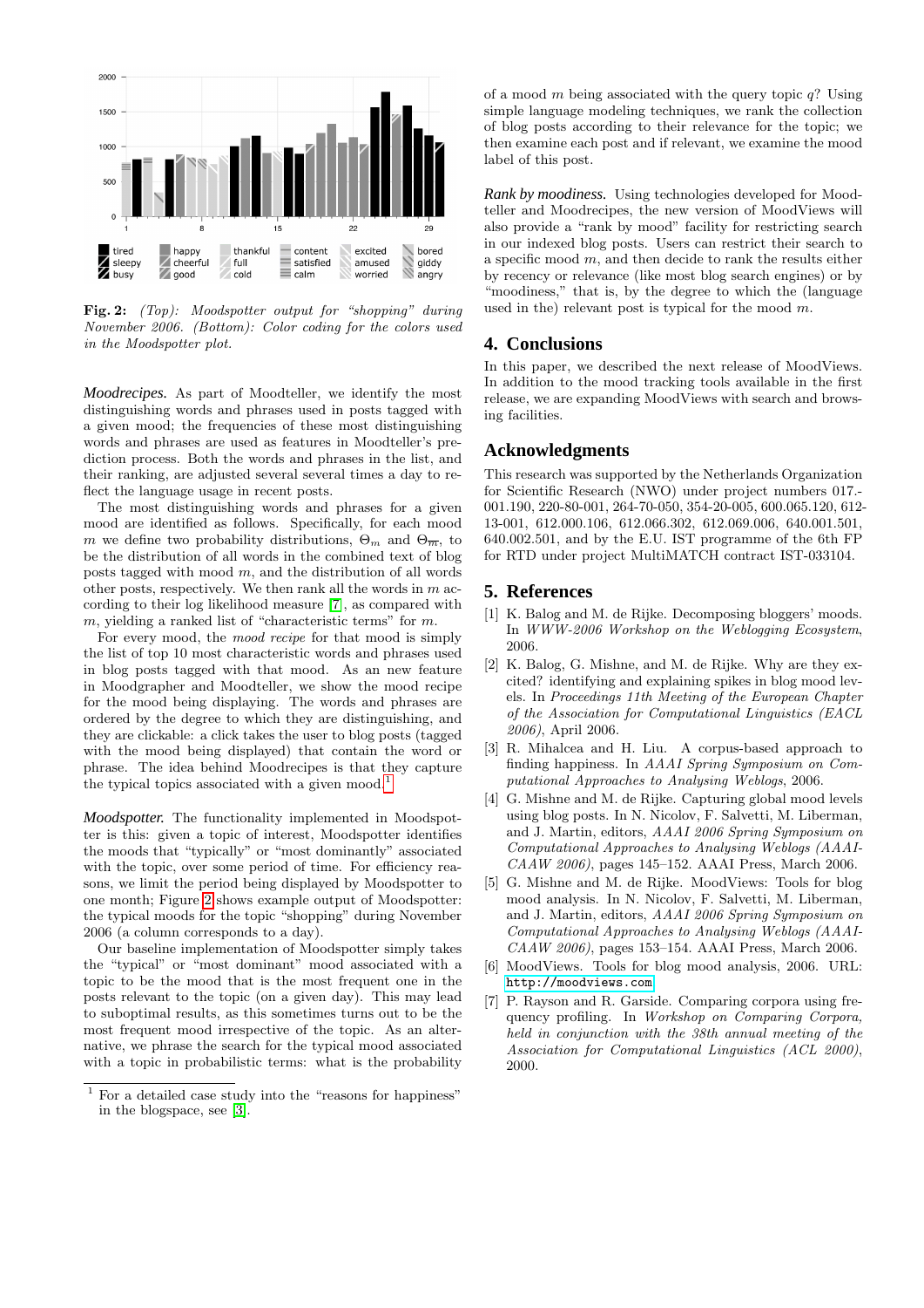2000

1500

1000

500

0

1 8 15 22 29

tired sleepy busy
happy cheerful good
thankful full cold
content satisfied calm
excited amused worried
bored giddy angry

**Fig. 2:** *(Top): Moodspotter output for "shopping" during November 2006. (Bottom): Color coding for the colors used in the Moodspotter plot.*

***Moodrecipes.*** As part of Moodteller, we identify the most distinguishing words and phrases used in posts tagged with a given mood; the frequencies of these most distinguishing words and phrases are used as features in Moodteller's prediction process. Both the words and phrases in the list, and their ranking, are adjusted several several times a day to reflect the language usage in recent posts.

The most distinguishing words and phrases for a given mood are identified as follows. Specifically, for each mood $m$ we define two probability distributions, $\Theta_m$ and $\Theta_{\overline{m}}$, to be the distribution of all words in the combined text of blog posts tagged with mood $m$, and the distribution of all words other posts, respectively. We then rank all the words in $m$ according to their log likelihood measure [7], as compared with $m$, yielding a ranked list of "characteristic terms" for $m$.

For every mood, the *mood recipe* for that mood is simply the list of top 10 most characteristic words and phrases used in blog posts tagged with that mood. As an new feature in Moodgrapher and Moodteller, we show the mood recipe for the mood being displaying. The words and phrases are ordered by the degree to which they are distinguishing, and they are clickable: a click takes the user to blog posts (tagged with the mood being displayed) that contain the word or phrase. The idea behind Moodrecipes is that they capture the typical topics associated with a given mood.[1]

***Moodspotter.*** The functionality implemented in Moodspotter is this: given a topic of interest, Moodspotter identifies the moods that "typically" or "most dominantly" associated with the topic, over some period of time. For efficiency reasons, we limit the period being displayed by Moodspotter to one month; Figure 2 shows example output of Moodspotter: the typical moods for the topic "shopping" during November 2006 (a column corresponds to a day).

Our baseline implementation of Moodspotter simply takes the "typical" or "most dominant" mood associated with a topic to be the mood that is the most frequent one in the posts relevant to the topic (on a given day). This may lead to suboptimal results, as this sometimes turns out to be the most frequent mood irrespective of the topic. As an alternative, we phrase the search for the typical mood associated with a topic in probabilistic terms: what is the probability of a mood $m$ being associated with the query topic $q$? Using simple language modeling techniques, we rank the collection of blog posts according to their relevance for the topic; we then examine each post and if relevant, we examine the mood label of this post.

***Rank by moodiness.*** Using technologies developed for Moodteller and Moodrecipes, the new version of MoodViews will also provide a "rank by mood" facility for restricting search in our indexed blog posts. Users can restrict their search to a specific mood $m$, and then decide to rank the results either by recency or relevance (like most blog search engines) or by "moodiness," that is, by the degree to which the (language used in the) relevant post is typical for the mood $m$.

[1] For a detailed case study into the "reasons for happiness" in the blogspace, see [3].

## 4. Conclusions

In this paper, we described the next release of MoodViews. In addition to the mood tracking tools available in the first release, we are expanding MoodViews with search and browsing facilities.

## Acknowledgments

This research was supported by the Netherlands Organization for Scientific Research (NWO) under project numbers 017.-001.190, 220-80-001, 264-70-050, 354-20-005, 600.065.120, 612-13-001, 612.000.106, 612.066.302, 612.069.006, 640.001.501, 640.002.501, and by the E.U. IST programme of the 6th FP for RTD under project MultiMATCH contract IST-033104.

## 5. References

[1] K. Balog and M. de Rijke. Decomposing bloggers' moods. In *WWW-2006 Workshop on the Weblogging Ecosystem*, 2006.

[2] K. Balog, G. Mishne, and M. de Rijke. Why are they excited? identifying and explaining spikes in blog mood levels. In *Proceedings 11th Meeting of the European Chapter of the Association for Computational Linguistics (EACL 2006)*, April 2006.

[3] R. Mihalcea and H. Liu. A corpus-based approach to finding happiness. In *AAAI Spring Symposium on Computational Approaches to Analysing Weblogs*, 2006.

[4] G. Mishne and M. de Rijke. Capturing global mood levels using blog posts. In N. Nicolov, F. Salvetti, M. Liberman, and J. Martin, editors, *AAAI 2006 Spring Symposium on Computational Approaches to Analysing Weblogs (AAAI-CAAW 2006)*, pages 145–152. AAAI Press, March 2006.

[5] G. Mishne and M. de Rijke. MoodViews: Tools for blog mood analysis. In N. Nicolov, F. Salvetti, M. Liberman, and J. Martin, editors, *AAAI 2006 Spring Symposium on Computational Approaches to Analysing Weblogs (AAAI-CAAW 2006)*, pages 153–154. AAAI Press, March 2006.

[6] MoodViews. Tools for blog mood analysis, 2006. URL: http://moodviews.com.

[7] P. Rayson and R. Garside. Comparing corpora using frequency profiling. In *Workshop on Comparing Corpora, held in conjunction with the 38th annual meeting of the Association for Computational Linguistics (ACL 2000)*, 2000.